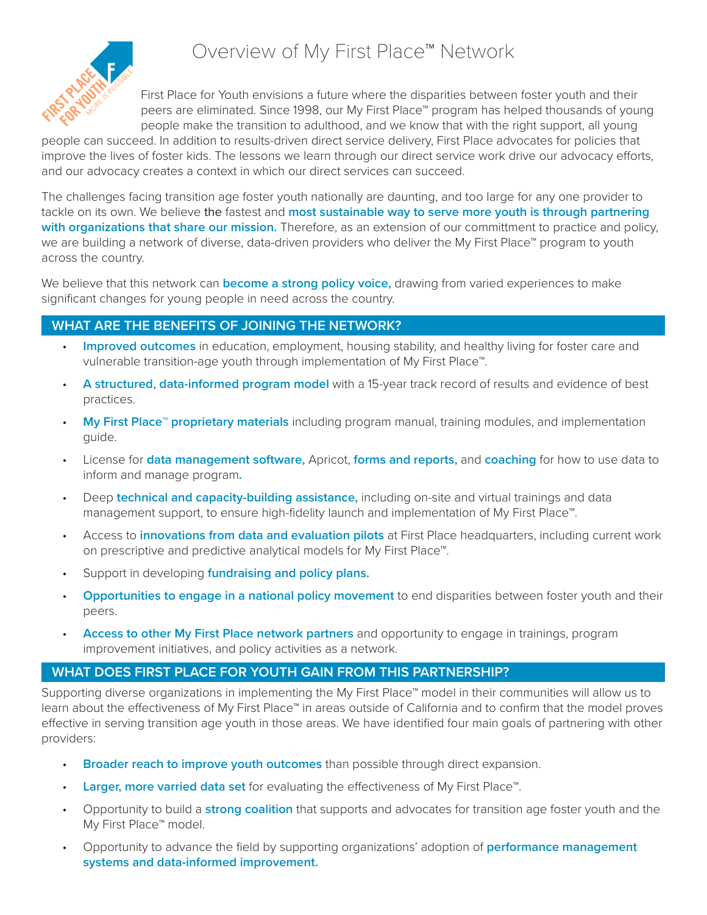# Overview of My First Place™ Network

First Place for Youth envisions a future where the disparities between foster youth and their peers are eliminated. Since 1998, our My First Place™ program has helped thousands of young people make the transition to adulthood, and we know that with the right support, all young people can succeed. In addition to results-driven direct service delivery, First Place advocates for policies that improve the lives of foster kids. The lessons we learn through our direct service work drive our advocacy efforts, and our advocacy creates a context in which our direct services can succeed.

The challenges facing transition age foster youth nationally are daunting, and too large for any one provider to tackle on its own. We believe the fastest and **most sustainable way to serve more youth is through partnering with organizations that share our mission.** Therefore, as an extension of our committment to practice and policy, we are building a network of diverse, data-driven providers who deliver the My First Place™ program to youth across the country.

We believe that this network can **become a strong policy voice,** drawing from varied experiences to make significant changes for young people in need across the country.

## WHAT ARE THE BENEFITS OF JOINING THE NETWORK?

- **Improved outcomes** in education, employment, housing stability, and healthy living for foster care and vulnerable transition-age youth through implementation of My First Place™.
- **A structured, data-informed program model** with a 15-year track record of results and evidence of best practices.
- **My First Place™ proprietary materials** including program manual, training modules, and implementation guide.
- License for **data management software,** Apricot, **forms and reports,** and **coaching** for how to use data to inform and manage program.
- Deep **technical and capacity-building assistance,** including on-site and virtual trainings and data management support, to ensure high-fidelity launch and implementation of My First Place™.
- Access to **innovations from data and evaluation pilots** at First Place headquarters, including current work on prescriptive and predictive analytical models for My First Place™.
- Support in developing **fundraising and policy plans.**
- **Opportunities to engage in a national policy movement** to end disparities between foster youth and their peers.
- **Access to other My First Place network partners** and opportunity to engage in trainings, program improvement initiatives, and policy activities as a network.

## WHAT DOES FIRST PLACE FOR YOUTH GAIN FROM THIS PARTNERSHIP?

Supporting diverse organizations in implementing the My First Place™ model in their communities will allow us to learn about the effectiveness of My First Place™ in areas outside of California and to confirm that the model proves effective in serving transition age youth in those areas. We have identified four main goals of partnering with other providers:

- **Broader reach to improve youth outcomes** than possible through direct expansion.
- **Larger, more varied data set** for evaluating the effectiveness of My First Place™.
- Opportunity to build a **strong coalition** that supports and advocates for transition age foster youth and the My First Place™ model.
- Opportunity to advance the field by supporting organizations' adoption of **performance management systems and data-informed improvement.**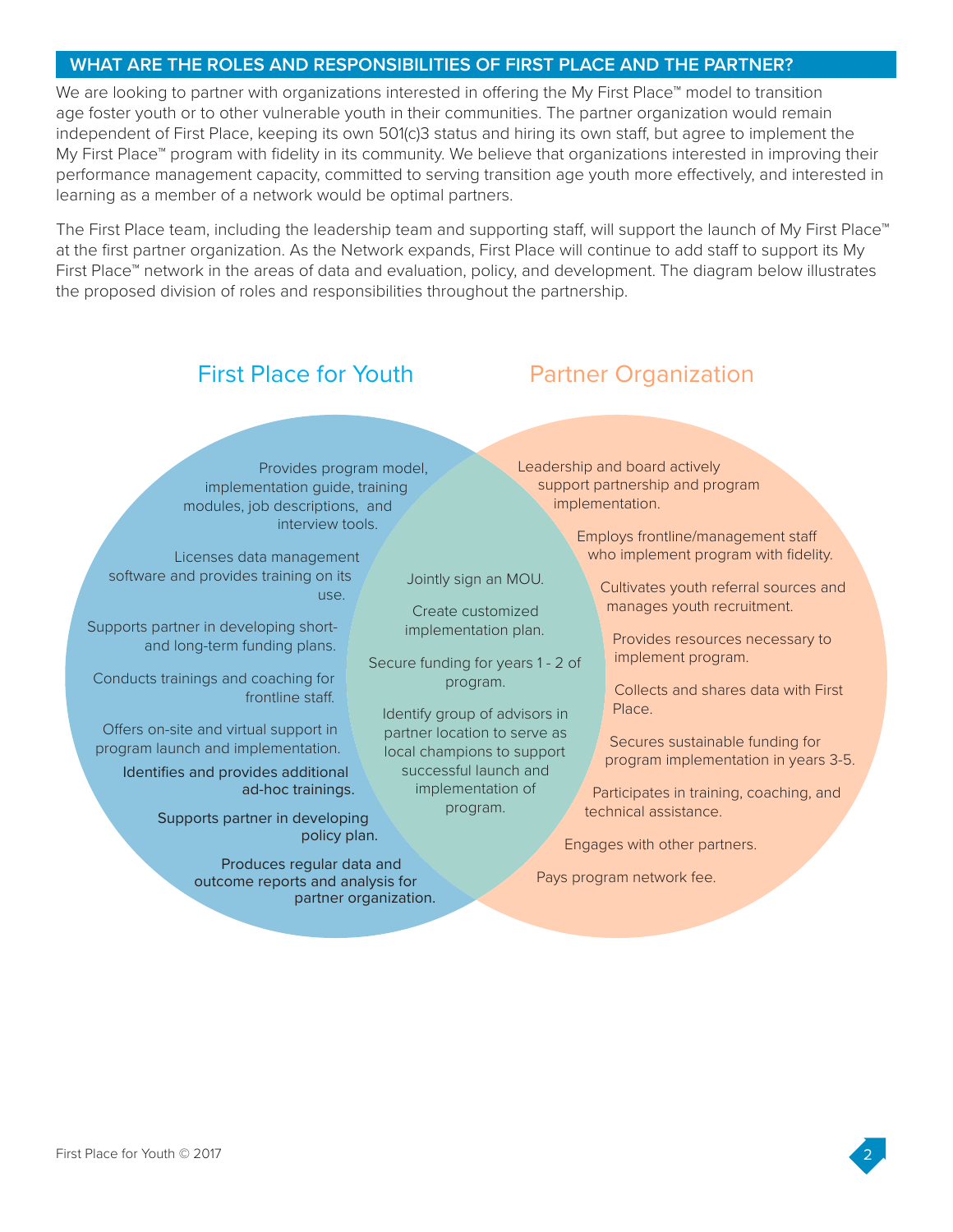## WHAT ARE THE ROLES AND RESPONSIBILITIES OF FIRST PLACE AND THE PARTNER?

We are looking to partner with organizations interested in offering the My First Place™ model to transition age foster youth or to other vulnerable youth in their communities. The partner organization would remain independent of First Place, keeping its own 501(c)3 status and hiring its own staff, but agree to implement the My First Place™ program with fidelity in its community. We believe that organizations interested in improving their performance management capacity, committed to serving transition age youth more effectively, and interested in learning as a member of a network would be optimal partners.

The First Place team, including the leadership team and supporting staff, will support the launch of My First Place™ at the first partner organization. As the Network expands, First Place will continue to add staff to support its My First Place™ network in the areas of data and evaluation, policy, and development. The diagram below illustrates the proposed division of roles and responsibilities throughout the partnership.

First Place for Youth

Provides program model, implementation guide, training modules, job descriptions, and interview tools.

Licenses data management software and provides training on its use.

Supports partner in developing short- and long-term funding plans.

Conducts trainings and coaching for frontline staff.

Offers on-site and virtual support in program launch and implementation.

Identifies and provides additional ad-hoc trainings.

Supports partner in developing policy plan.

Produces regular data and outcome reports and analysis for partner organization.

Jointly sign an MOU.

Create customized implementation plan.

Secure funding for years 1 - 2 of program.

Identify group of advisors in partner location to serve as local champions to support successful launch and implementation of program.

Partner Organization

Leadership and board actively support partnership and program implementation.

Employs frontline/management staff who implement program with fidelity.

Cultivates youth referral sources and manages youth recruitment.

Provides resources necessary to implement program.

Collects and shares data with First Place.

Secures sustainable funding for program implementation in years 3-5.

Participates in training, coaching, and technical assistance.

Engages with other partners.

Pays program network fee.